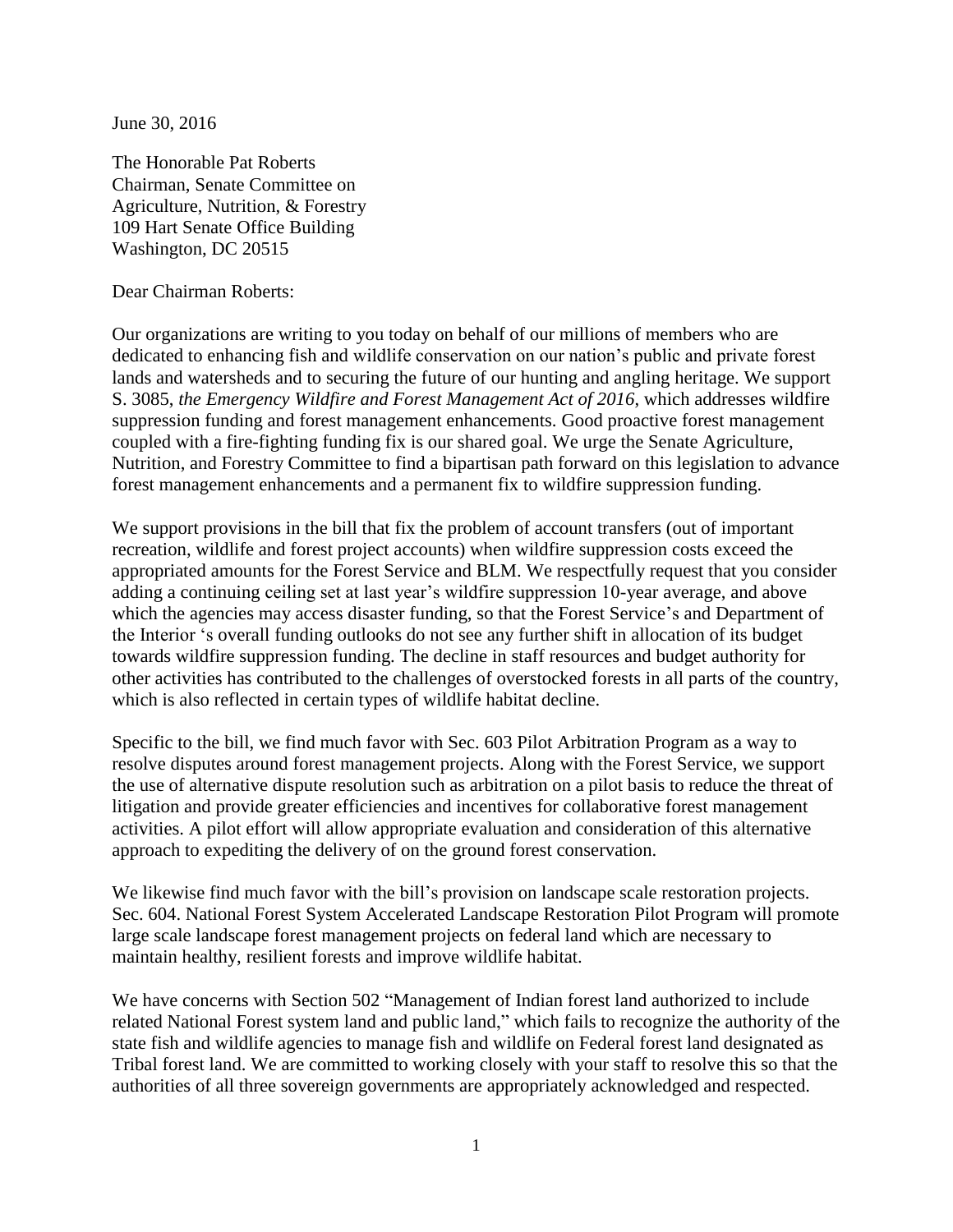June 30, 2016

The Honorable Pat Roberts
Chairman, Senate Committee on
Agriculture, Nutrition, & Forestry
109 Hart Senate Office Building
Washington, DC 20515

Dear Chairman Roberts:

Our organizations are writing to you today on behalf of our millions of members who are dedicated to enhancing fish and wildlife conservation on our nation's public and private forest lands and watersheds and to securing the future of our hunting and angling heritage. We support S. 3085, *the Emergency Wildfire and Forest Management Act of 2016*, which addresses wildfire suppression funding and forest management enhancements. Good proactive forest management coupled with a fire-fighting funding fix is our shared goal. We urge the Senate Agriculture, Nutrition, and Forestry Committee to find a bipartisan path forward on this legislation to advance forest management enhancements and a permanent fix to wildfire suppression funding.

We support provisions in the bill that fix the problem of account transfers (out of important recreation, wildlife and forest project accounts) when wildfire suppression costs exceed the appropriated amounts for the Forest Service and BLM. We respectfully request that you consider adding a continuing ceiling set at last year's wildfire suppression 10-year average, and above which the agencies may access disaster funding, so that the Forest Service's and Department of the Interior 's overall funding outlooks do not see any further shift in allocation of its budget towards wildfire suppression funding. The decline in staff resources and budget authority for other activities has contributed to the challenges of overstocked forests in all parts of the country, which is also reflected in certain types of wildlife habitat decline.

Specific to the bill, we find much favor with Sec. 603 Pilot Arbitration Program as a way to resolve disputes around forest management projects. Along with the Forest Service, we support the use of alternative dispute resolution such as arbitration on a pilot basis to reduce the threat of litigation and provide greater efficiencies and incentives for collaborative forest management activities. A pilot effort will allow appropriate evaluation and consideration of this alternative approach to expediting the delivery of on the ground forest conservation.

We likewise find much favor with the bill's provision on landscape scale restoration projects. Sec. 604. National Forest System Accelerated Landscape Restoration Pilot Program will promote large scale landscape forest management projects on federal land which are necessary to maintain healthy, resilient forests and improve wildlife habitat.

We have concerns with Section 502 "Management of Indian forest land authorized to include related National Forest system land and public land," which fails to recognize the authority of the state fish and wildlife agencies to manage fish and wildlife on Federal forest land designated as Tribal forest land. We are committed to working closely with your staff to resolve this so that the authorities of all three sovereign governments are appropriately acknowledged and respected.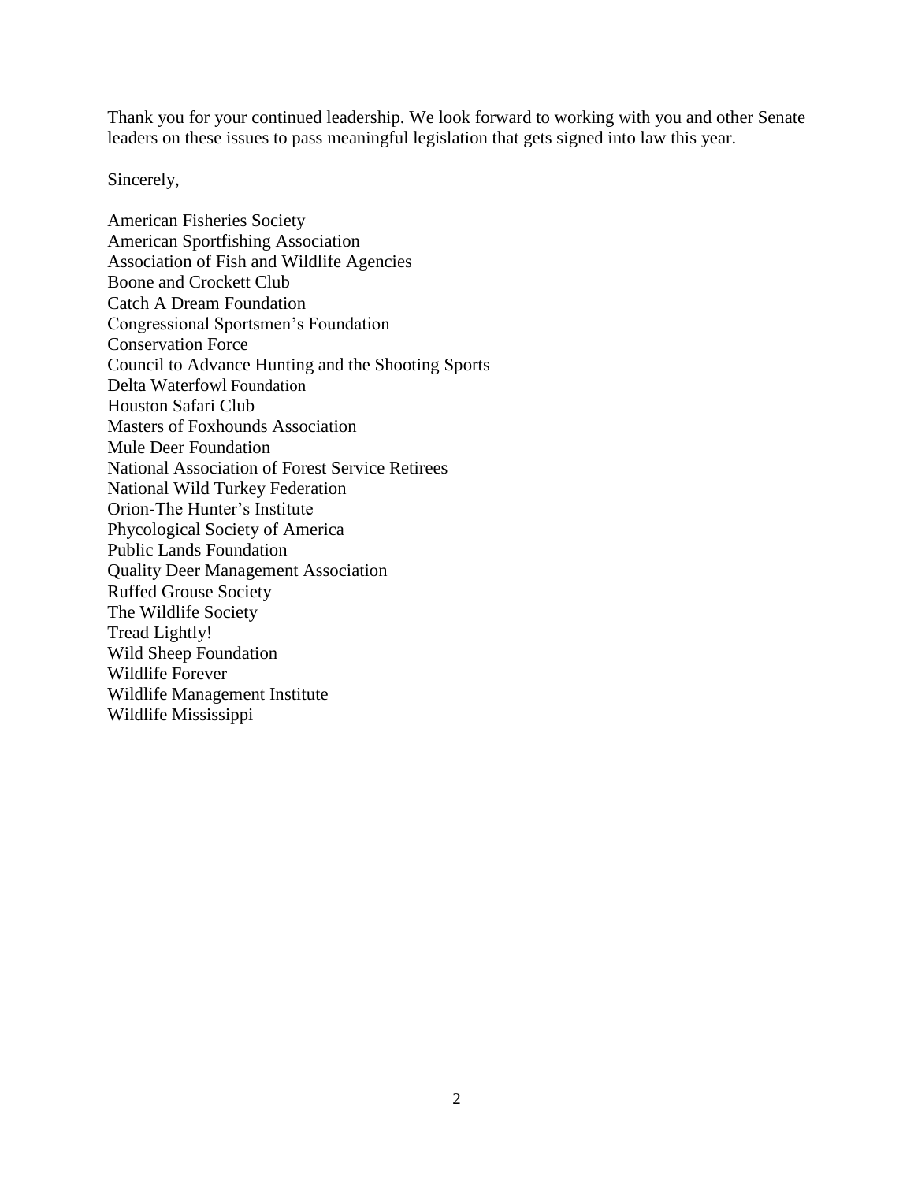Thank you for your continued leadership. We look forward to working with you and other Senate leaders on these issues to pass meaningful legislation that gets signed into law this year.

Sincerely,

American Fisheries Society
American Sportfishing Association
Association of Fish and Wildlife Agencies
Boone and Crockett Club
Catch A Dream Foundation
Congressional Sportsmen's Foundation
Conservation Force
Council to Advance Hunting and the Shooting Sports
Delta Waterfowl Foundation
Houston Safari Club
Masters of Foxhounds Association
Mule Deer Foundation
National Association of Forest Service Retirees
National Wild Turkey Federation
Orion-The Hunter's Institute
Phycological Society of America
Public Lands Foundation
Quality Deer Management Association
Ruffed Grouse Society
The Wildlife Society
Tread Lightly!
Wild Sheep Foundation
Wildlife Forever
Wildlife Management Institute
Wildlife Mississippi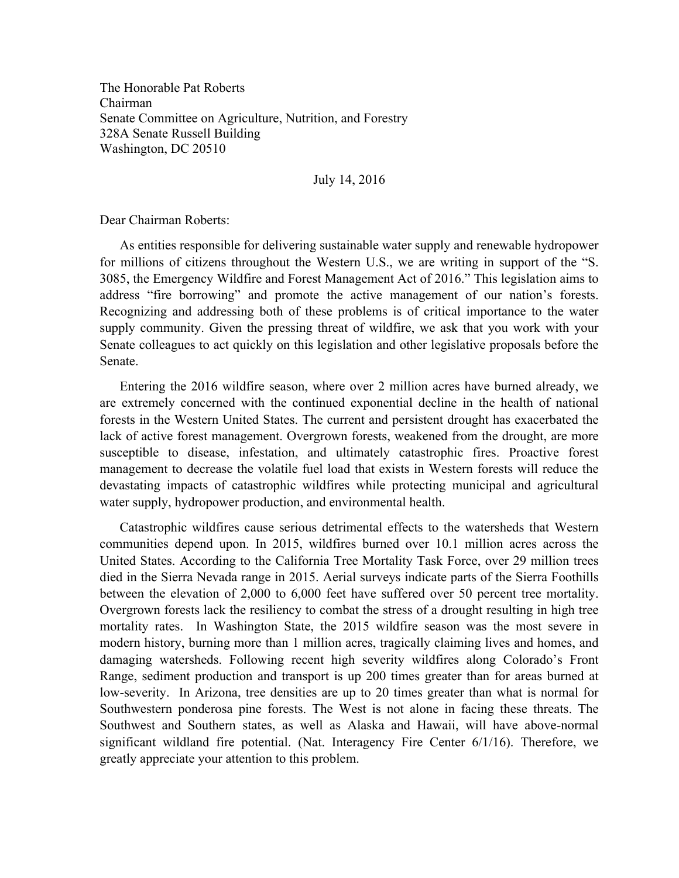The Honorable Pat Roberts
Chairman
Senate Committee on Agriculture, Nutrition, and Forestry
328A Senate Russell Building
Washington, DC 20510

July 14, 2016

Dear Chairman Roberts:

As entities responsible for delivering sustainable water supply and renewable hydropower for millions of citizens throughout the Western U.S., we are writing in support of the "S. 3085, the Emergency Wildfire and Forest Management Act of 2016." This legislation aims to address "fire borrowing" and promote the active management of our nation's forests. Recognizing and addressing both of these problems is of critical importance to the water supply community. Given the pressing threat of wildfire, we ask that you work with your Senate colleagues to act quickly on this legislation and other legislative proposals before the Senate.

Entering the 2016 wildfire season, where over 2 million acres have burned already, we are extremely concerned with the continued exponential decline in the health of national forests in the Western United States. The current and persistent drought has exacerbated the lack of active forest management. Overgrown forests, weakened from the drought, are more susceptible to disease, infestation, and ultimately catastrophic fires. Proactive forest management to decrease the volatile fuel load that exists in Western forests will reduce the devastating impacts of catastrophic wildfires while protecting municipal and agricultural water supply, hydropower production, and environmental health.

Catastrophic wildfires cause serious detrimental effects to the watersheds that Western communities depend upon. In 2015, wildfires burned over 10.1 million acres across the United States. According to the California Tree Mortality Task Force, over 29 million trees died in the Sierra Nevada range in 2015. Aerial surveys indicate parts of the Sierra Foothills between the elevation of 2,000 to 6,000 feet have suffered over 50 percent tree mortality. Overgrown forests lack the resiliency to combat the stress of a drought resulting in high tree mortality rates. In Washington State, the 2015 wildfire season was the most severe in modern history, burning more than 1 million acres, tragically claiming lives and homes, and damaging watersheds. Following recent high severity wildfires along Colorado's Front Range, sediment production and transport is up 200 times greater than for areas burned at low-severity. In Arizona, tree densities are up to 20 times greater than what is normal for Southwestern ponderosa pine forests. The West is not alone in facing these threats. The Southwest and Southern states, as well as Alaska and Hawaii, will have above-normal significant wildland fire potential. (Nat. Interagency Fire Center 6/1/16). Therefore, we greatly appreciate your attention to this problem.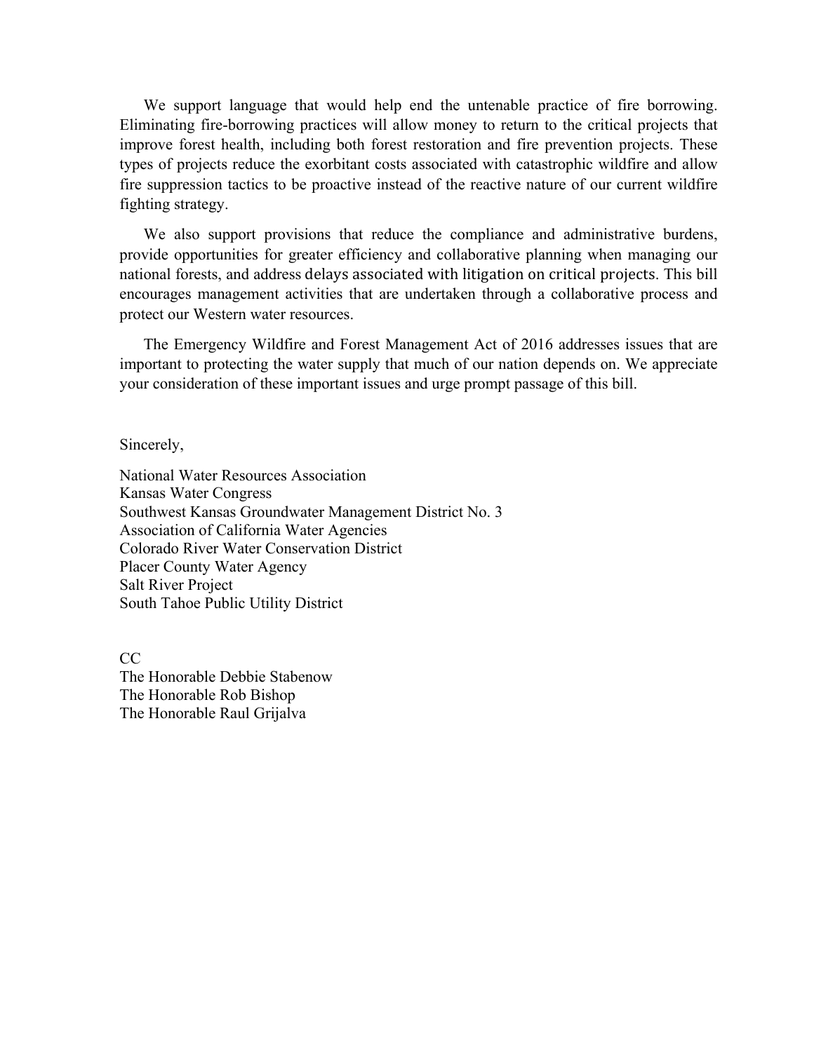We support language that would help end the untenable practice of fire borrowing. Eliminating fire-borrowing practices will allow money to return to the critical projects that improve forest health, including both forest restoration and fire prevention projects. These types of projects reduce the exorbitant costs associated with catastrophic wildfire and allow fire suppression tactics to be proactive instead of the reactive nature of our current wildfire fighting strategy.

We also support provisions that reduce the compliance and administrative burdens, provide opportunities for greater efficiency and collaborative planning when managing our national forests, and address delays associated with litigation on critical projects. This bill encourages management activities that are undertaken through a collaborative process and protect our Western water resources.

The Emergency Wildfire and Forest Management Act of 2016 addresses issues that are important to protecting the water supply that much of our nation depends on. We appreciate your consideration of these important issues and urge prompt passage of this bill.

Sincerely,

National Water Resources Association
Kansas Water Congress
Southwest Kansas Groundwater Management District No. 3
Association of California Water Agencies
Colorado River Water Conservation District
Placer County Water Agency
Salt River Project
South Tahoe Public Utility District

CC
The Honorable Debbie Stabenow
The Honorable Rob Bishop
The Honorable Raul Grijalva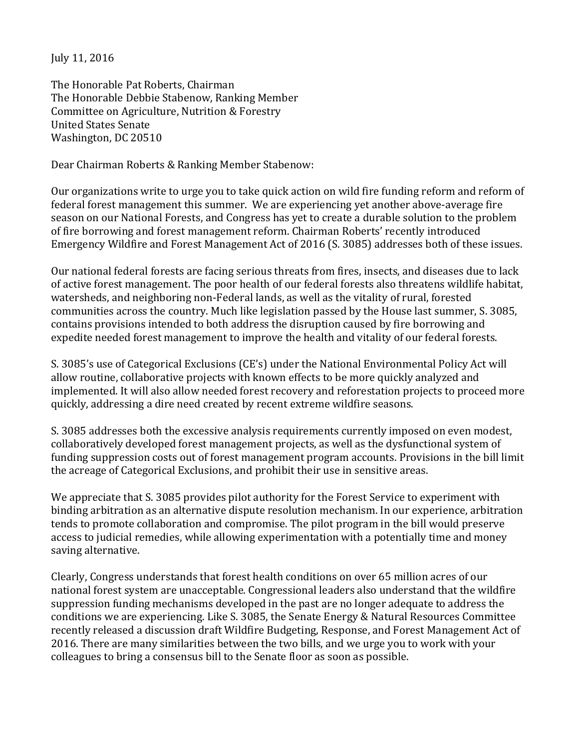July 11, 2016

The Honorable Pat Roberts, Chairman
The Honorable Debbie Stabenow, Ranking Member
Committee on Agriculture, Nutrition & Forestry
United States Senate
Washington, DC 20510

Dear Chairman Roberts & Ranking Member Stabenow:

Our organizations write to urge you to take quick action on wild fire funding reform and reform of federal forest management this summer. We are experiencing yet another above-average fire season on our National Forests, and Congress has yet to create a durable solution to the problem of fire borrowing and forest management reform. Chairman Roberts' recently introduced Emergency Wildfire and Forest Management Act of 2016 (S. 3085) addresses both of these issues.

Our national federal forests are facing serious threats from fires, insects, and diseases due to lack of active forest management. The poor health of our federal forests also threatens wildlife habitat, watersheds, and neighboring non-Federal lands, as well as the vitality of rural, forested communities across the country. Much like legislation passed by the House last summer, S. 3085, contains provisions intended to both address the disruption caused by fire borrowing and expedite needed forest management to improve the health and vitality of our federal forests.

S. 3085's use of Categorical Exclusions (CE's) under the National Environmental Policy Act will allow routine, collaborative projects with known effects to be more quickly analyzed and implemented. It will also allow needed forest recovery and reforestation projects to proceed more quickly, addressing a dire need created by recent extreme wildfire seasons.

S. 3085 addresses both the excessive analysis requirements currently imposed on even modest, collaboratively developed forest management projects, as well as the dysfunctional system of funding suppression costs out of forest management program accounts. Provisions in the bill limit the acreage of Categorical Exclusions, and prohibit their use in sensitive areas.

We appreciate that S. 3085 provides pilot authority for the Forest Service to experiment with binding arbitration as an alternative dispute resolution mechanism. In our experience, arbitration tends to promote collaboration and compromise. The pilot program in the bill would preserve access to judicial remedies, while allowing experimentation with a potentially time and money saving alternative.

Clearly, Congress understands that forest health conditions on over 65 million acres of our national forest system are unacceptable. Congressional leaders also understand that the wildfire suppression funding mechanisms developed in the past are no longer adequate to address the conditions we are experiencing. Like S. 3085, the Senate Energy & Natural Resources Committee recently released a discussion draft Wildfire Budgeting, Response, and Forest Management Act of 2016. There are many similarities between the two bills, and we urge you to work with your colleagues to bring a consensus bill to the Senate floor as soon as possible.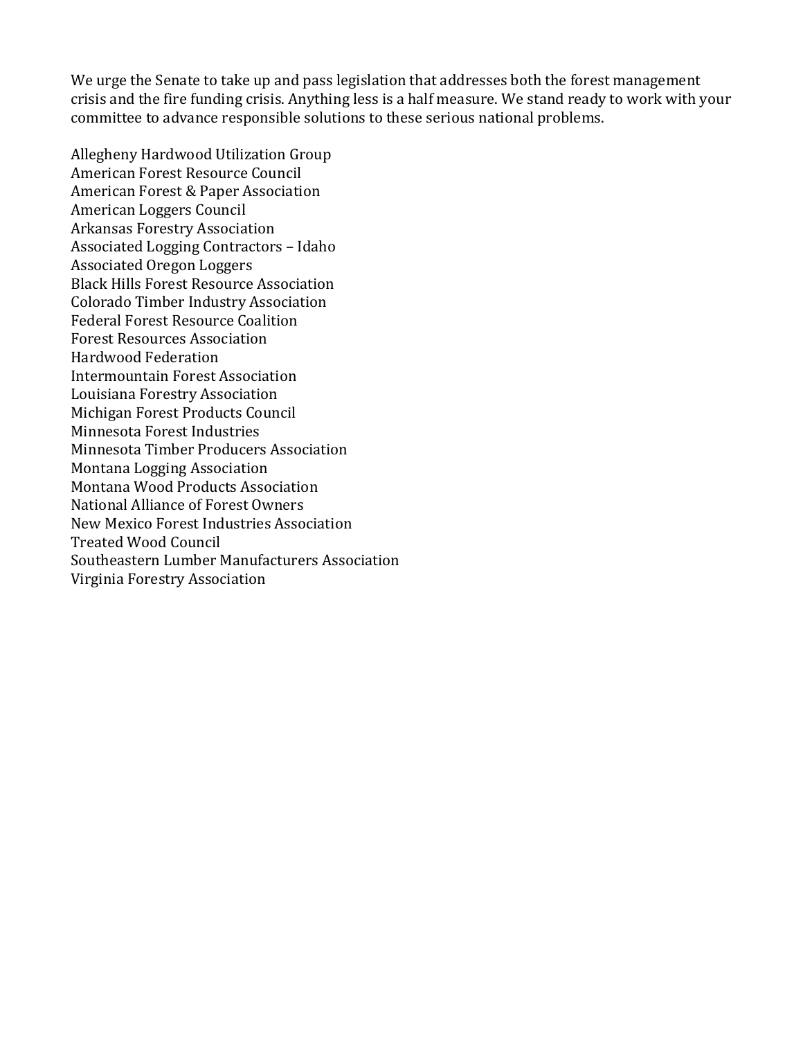We urge the Senate to take up and pass legislation that addresses both the forest management crisis and the fire funding crisis. Anything less is a half measure. We stand ready to work with your committee to advance responsible solutions to these serious national problems.

Allegheny Hardwood Utilization Group
American Forest Resource Council
American Forest & Paper Association
American Loggers Council
Arkansas Forestry Association
Associated Logging Contractors – Idaho
Associated Oregon Loggers
Black Hills Forest Resource Association
Colorado Timber Industry Association
Federal Forest Resource Coalition
Forest Resources Association
Hardwood Federation
Intermountain Forest Association
Louisiana Forestry Association
Michigan Forest Products Council
Minnesota Forest Industries
Minnesota Timber Producers Association
Montana Logging Association
Montana Wood Products Association
National Alliance of Forest Owners
New Mexico Forest Industries Association
Treated Wood Council
Southeastern Lumber Manufacturers Association
Virginia Forestry Association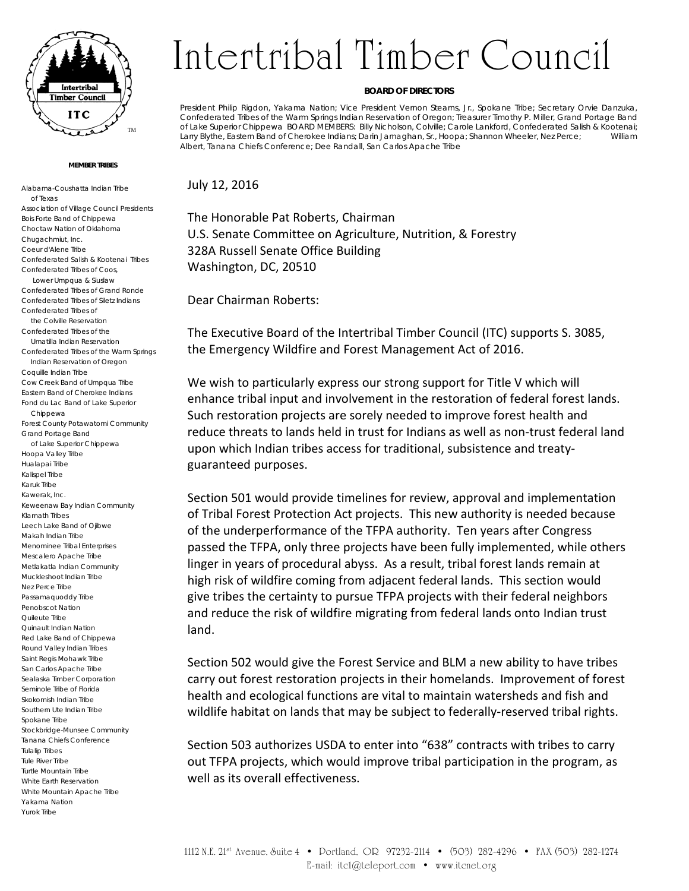# Intertribal Timber Council

**BOARD OF DIRECTORS**

President Philip Rigdon, Yakama Nation; Vice President Vernon Stearns, Jr., Spokane Tribe; Secretary Orvie Danzuka, Confederated Tribes of the Warm Springs Indian Reservation of Oregon; Treasurer Timothy P. Miller, Grand Portage Band of Lake Superior Chippewa BOARD MEMBERS: Billy Nicholson, Colville; Carole Lankford, Confederated Salish & Kootenai; Larry Blythe, Eastern Band of Cherokee Indians; Darin Jarnaghan, Sr., Hoopa; Shannon Wheeler, Nez Perce; William Albert, Tanana Chiefs Conference; Dee Randall, San Carlos Apache Tribe

**MEMBER TRIBES**

Alabama-Coushatta Indian Tribe of Texas
Association of Village Council Presidents
Bois Forte Band of Chippewa
Choctaw Nation of Oklahoma
Chugachmiut, Inc.
Coeur d'Alene Tribe
Confederated Salish & Kootenai Tribes
Confederated Tribes of Coos, Lower Umpqua & Siuslaw
Confederated Tribes of Grand Ronde
Confederated Tribes of Siletz Indians
Confederated Tribes of the Colville Reservation
Confederated Tribes of the Umatilla Indian Reservation
Confederated Tribes of the Warm Springs Indian Reservation of Oregon
Coquille Indian Tribe
Cow Creek Band of Umpqua Tribe
Eastern Band of Cherokee Indians
Fond du Lac Band of Lake Superior Chippewa
Forest County Potawatomi Community
Grand Portage Band of Lake Superior Chippewa
Hoopa Valley Tribe
Hualapai Tribe
Kalispel Tribe
Karuk Tribe
Kawerak, Inc.
Keweenaw Bay Indian Community
Klamath Tribes
Leech Lake Band of Ojibwe
Makah Indian Tribe
Menominee Tribal Enterprises
Mescalero Apache Tribe
Metlakatla Indian Community
Muckleshoot Indian Tribe
Nez Perce Tribe
Passamaquoddy Tribe
Penobscot Nation
Quileute Tribe
Quinault Indian Nation
Red Lake Band of Chippewa
Round Valley Indian Tribes
Saint Regis Mohawk Tribe
San Carlos Apache Tribe
Sealaska Timber Corporation
Seminole Tribe of Florida
Skokomish Indian Tribe
Southern Ute Indian Tribe
Spokane Tribe
Stockbridge-Munsee Community
Tanana Chiefs Conference
Tulalip Tribes
Tule River Tribe
Turtle Mountain Tribe
White Earth Reservation
White Mountain Apache Tribe
Yakama Nation
Yurok Tribe

July 12, 2016

The Honorable Pat Roberts, Chairman
U.S. Senate Committee on Agriculture, Nutrition, & Forestry
328A Russell Senate Office Building
Washington, DC, 20510

Dear Chairman Roberts:

The Executive Board of the Intertribal Timber Council (ITC) supports S. 3085, the Emergency Wildfire and Forest Management Act of 2016.

We wish to particularly express our strong support for Title V which will enhance tribal input and involvement in the restoration of federal forest lands. Such restoration projects are sorely needed to improve forest health and reduce threats to lands held in trust for Indians as well as non-trust federal land upon which Indian tribes access for traditional, subsistence and treaty-guaranteed purposes.

Section 501 would provide timelines for review, approval and implementation of Tribal Forest Protection Act projects. This new authority is needed because of the underperformance of the TFPA authority. Ten years after Congress passed the TFPA, only three projects have been fully implemented, while others linger in years of procedural abyss. As a result, tribal forest lands remain at high risk of wildfire coming from adjacent federal lands. This section would give tribes the certainty to pursue TFPA projects with their federal neighbors and reduce the risk of wildfire migrating from federal lands onto Indian trust land.

Section 502 would give the Forest Service and BLM a new ability to have tribes carry out forest restoration projects in their homelands. Improvement of forest health and ecological functions are vital to maintain watersheds and fish and wildlife habitat on lands that may be subject to federally-reserved tribal rights.

Section 503 authorizes USDA to enter into "638" contracts with tribes to carry out TFPA projects, which would improve tribal participation in the program, as well as its overall effectiveness.

1112 N.E. 21st Avenue, Suite 4 • Portland, OR 97232-2114 • (503) 282-4296 • FAX (503) 282-1274
E-mail: itc1@teleport.com • www.itcnet.org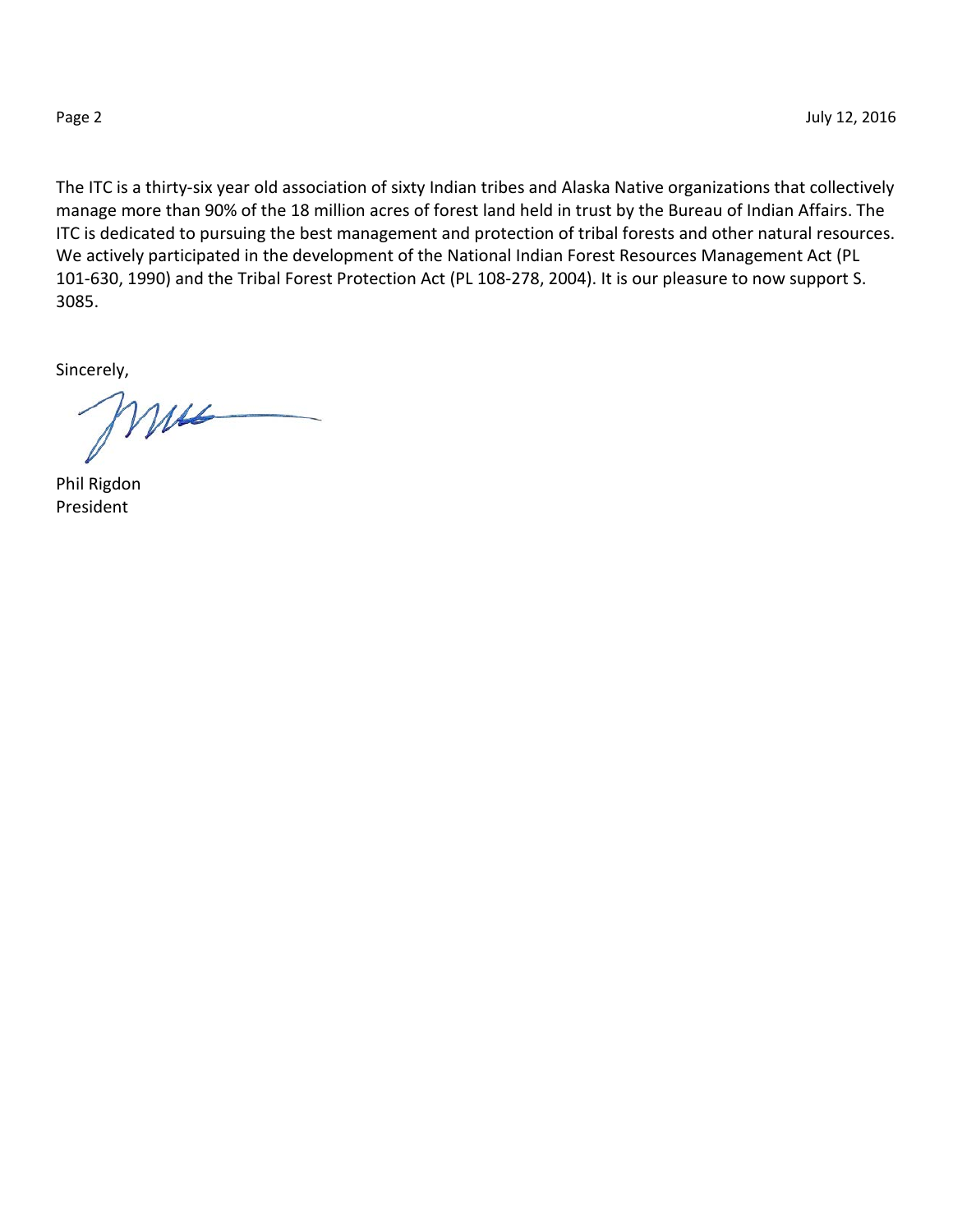The ITC is a thirty-six year old association of sixty Indian tribes and Alaska Native organizations that collectively manage more than 90% of the 18 million acres of forest land held in trust by the Bureau of Indian Affairs. The ITC is dedicated to pursuing the best management and protection of tribal forests and other natural resources. We actively participated in the development of the National Indian Forest Resources Management Act (PL 101-630, 1990) and the Tribal Forest Protection Act (PL 108-278, 2004). It is our pleasure to now support S. 3085.

Sincerely,

Phil Rigdon
President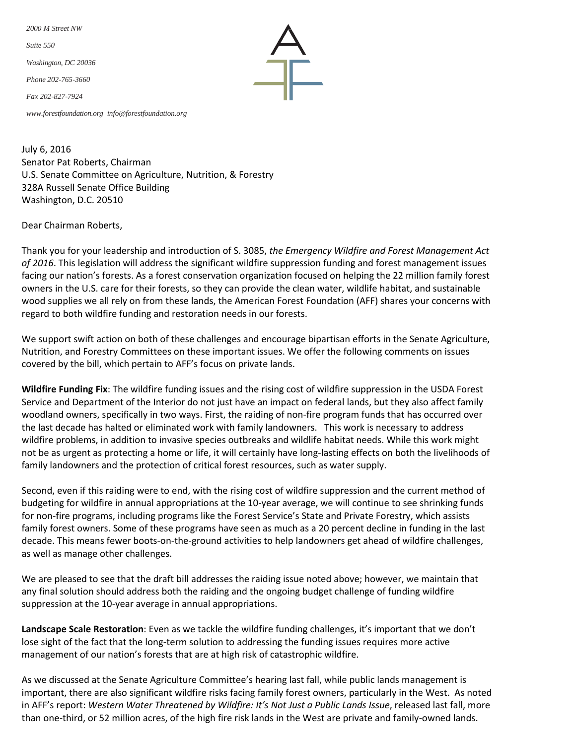2000 M Street NW

Suite 550

Washington, DC 20036

Phone 202-765-3660

Fax 202-827-7924

www.forestfoundation.org info@forestfoundation.org

July 6, 2016
Senator Pat Roberts, Chairman
U.S. Senate Committee on Agriculture, Nutrition, & Forestry
328A Russell Senate Office Building
Washington, D.C. 20510

Dear Chairman Roberts,

Thank you for your leadership and introduction of S. 3085, *the Emergency Wildfire and Forest Management Act of 2016*. This legislation will address the significant wildfire suppression funding and forest management issues facing our nation's forests. As a forest conservation organization focused on helping the 22 million family forest owners in the U.S. care for their forests, so they can provide the clean water, wildlife habitat, and sustainable wood supplies we all rely on from these lands, the American Forest Foundation (AFF) shares your concerns with regard to both wildfire funding and restoration needs in our forests.

We support swift action on both of these challenges and encourage bipartisan efforts in the Senate Agriculture, Nutrition, and Forestry Committees on these important issues. We offer the following comments on issues covered by the bill, which pertain to AFF's focus on private lands.

**Wildfire Funding Fix**: The wildfire funding issues and the rising cost of wildfire suppression in the USDA Forest Service and Department of the Interior do not just have an impact on federal lands, but they also affect family woodland owners, specifically in two ways. First, the raiding of non-fire program funds that has occurred over the last decade has halted or eliminated work with family landowners. This work is necessary to address wildfire problems, in addition to invasive species outbreaks and wildlife habitat needs. While this work might not be as urgent as protecting a home or life, it will certainly have long-lasting effects on both the livelihoods of family landowners and the protection of critical forest resources, such as water supply.

Second, even if this raiding were to end, with the rising cost of wildfire suppression and the current method of budgeting for wildfire in annual appropriations at the 10-year average, we will continue to see shrinking funds for non-fire programs, including programs like the Forest Service's State and Private Forestry, which assists family forest owners. Some of these programs have seen as much as a 20 percent decline in funding in the last decade. This means fewer boots-on-the-ground activities to help landowners get ahead of wildfire challenges, as well as manage other challenges.

We are pleased to see that the draft bill addresses the raiding issue noted above; however, we maintain that any final solution should address both the raiding and the ongoing budget challenge of funding wildfire suppression at the 10-year average in annual appropriations.

**Landscape Scale Restoration**: Even as we tackle the wildfire funding challenges, it's important that we don't lose sight of the fact that the long-term solution to addressing the funding issues requires more active management of our nation's forests that are at high risk of catastrophic wildfire.

As we discussed at the Senate Agriculture Committee's hearing last fall, while public lands management is important, there are also significant wildfire risks facing family forest owners, particularly in the West. As noted in AFF's report: *Western Water Threatened by Wildfire: It's Not Just a Public Lands Issue*, released last fall, more than one-third, or 52 million acres, of the high fire risk lands in the West are private and family-owned lands.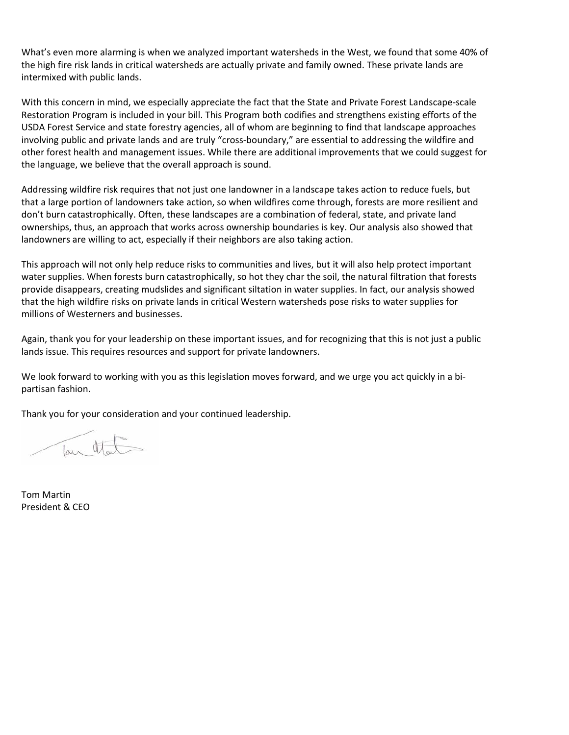What's even more alarming is when we analyzed important watersheds in the West, we found that some 40% of the high fire risk lands in critical watersheds are actually private and family owned. These private lands are intermixed with public lands.

With this concern in mind, we especially appreciate the fact that the State and Private Forest Landscape-scale Restoration Program is included in your bill. This Program both codifies and strengthens existing efforts of the USDA Forest Service and state forestry agencies, all of whom are beginning to find that landscape approaches involving public and private lands and are truly "cross-boundary," are essential to addressing the wildfire and other forest health and management issues. While there are additional improvements that we could suggest for the language, we believe that the overall approach is sound.

Addressing wildfire risk requires that not just one landowner in a landscape takes action to reduce fuels, but that a large portion of landowners take action, so when wildfires come through, forests are more resilient and don't burn catastrophically. Often, these landscapes are a combination of federal, state, and private land ownerships, thus, an approach that works across ownership boundaries is key. Our analysis also showed that landowners are willing to act, especially if their neighbors are also taking action.

This approach will not only help reduce risks to communities and lives, but it will also help protect important water supplies. When forests burn catastrophically, so hot they char the soil, the natural filtration that forests provide disappears, creating mudslides and significant siltation in water supplies. In fact, our analysis showed that the high wildfire risks on private lands in critical Western watersheds pose risks to water supplies for millions of Westerners and businesses.

Again, thank you for your leadership on these important issues, and for recognizing that this is not just a public lands issue. This requires resources and support for private landowners.

We look forward to working with you as this legislation moves forward, and we urge you act quickly in a bi-partisan fashion.

Thank you for your consideration and your continued leadership.

Tom Martin
President & CEO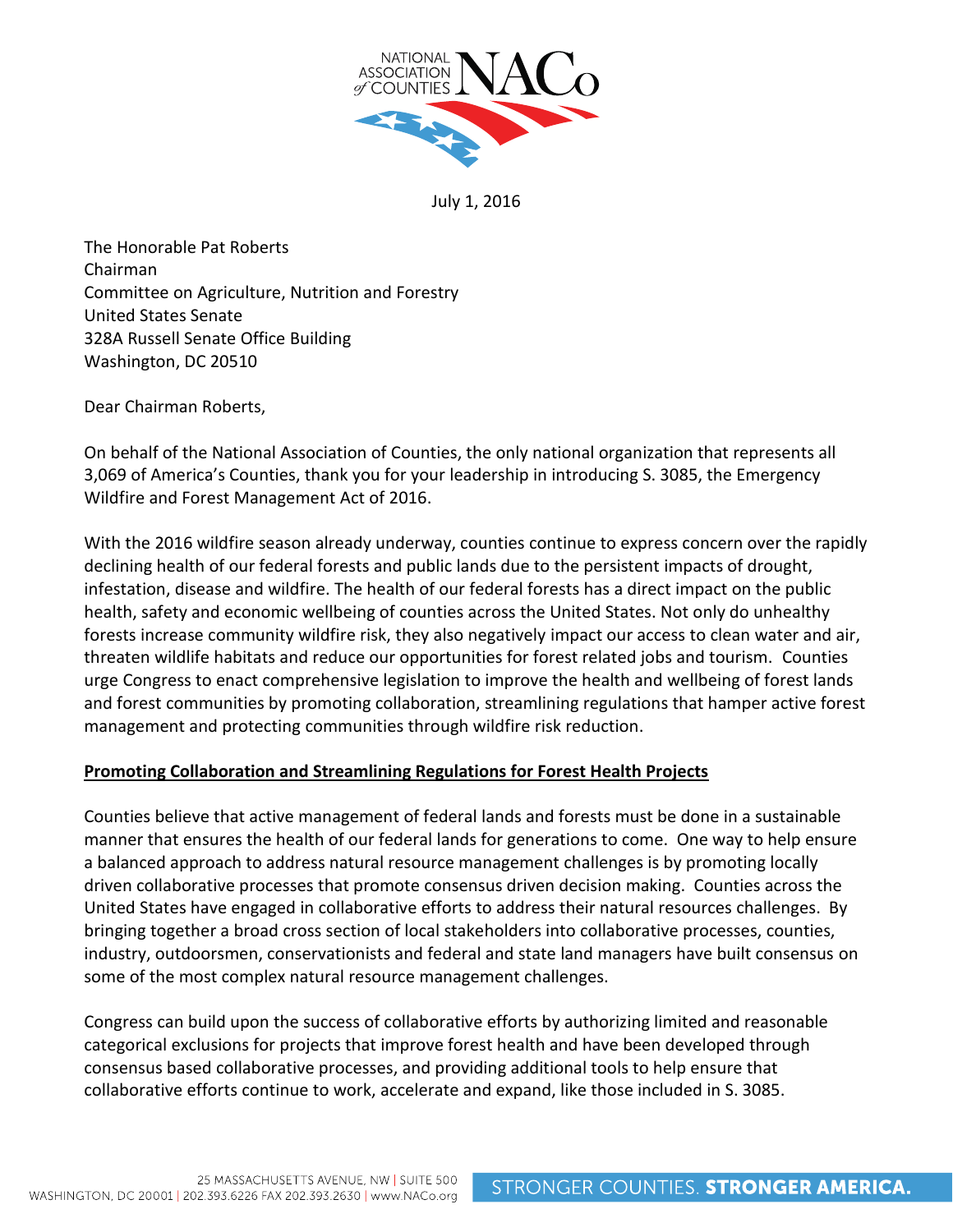July 1, 2016

The Honorable Pat Roberts
Chairman
Committee on Agriculture, Nutrition and Forestry
United States Senate
328A Russell Senate Office Building
Washington, DC 20510

Dear Chairman Roberts,

On behalf of the National Association of Counties, the only national organization that represents all 3,069 of America's Counties, thank you for your leadership in introducing S. 3085, the Emergency Wildfire and Forest Management Act of 2016.

With the 2016 wildfire season already underway, counties continue to express concern over the rapidly declining health of our federal forests and public lands due to the persistent impacts of drought, infestation, disease and wildfire. The health of our federal forests has a direct impact on the public health, safety and economic wellbeing of counties across the United States. Not only do unhealthy forests increase community wildfire risk, they also negatively impact our access to clean water and air, threaten wildlife habitats and reduce our opportunities for forest related jobs and tourism. Counties urge Congress to enact comprehensive legislation to improve the health and wellbeing of forest lands and forest communities by promoting collaboration, streamlining regulations that hamper active forest management and protecting communities through wildfire risk reduction.

**Promoting Collaboration and Streamlining Regulations for Forest Health Projects**

Counties believe that active management of federal lands and forests must be done in a sustainable manner that ensures the health of our federal lands for generations to come. One way to help ensure a balanced approach to address natural resource management challenges is by promoting locally driven collaborative processes that promote consensus driven decision making. Counties across the United States have engaged in collaborative efforts to address their natural resources challenges. By bringing together a broad cross section of local stakeholders into collaborative processes, counties, industry, outdoorsmen, conservationists and federal and state land managers have built consensus on some of the most complex natural resource management challenges.

Congress can build upon the success of collaborative efforts by authorizing limited and reasonable categorical exclusions for projects that improve forest health and have been developed through consensus based collaborative processes, and providing additional tools to help ensure that collaborative efforts continue to work, accelerate and expand, like those included in S. 3085.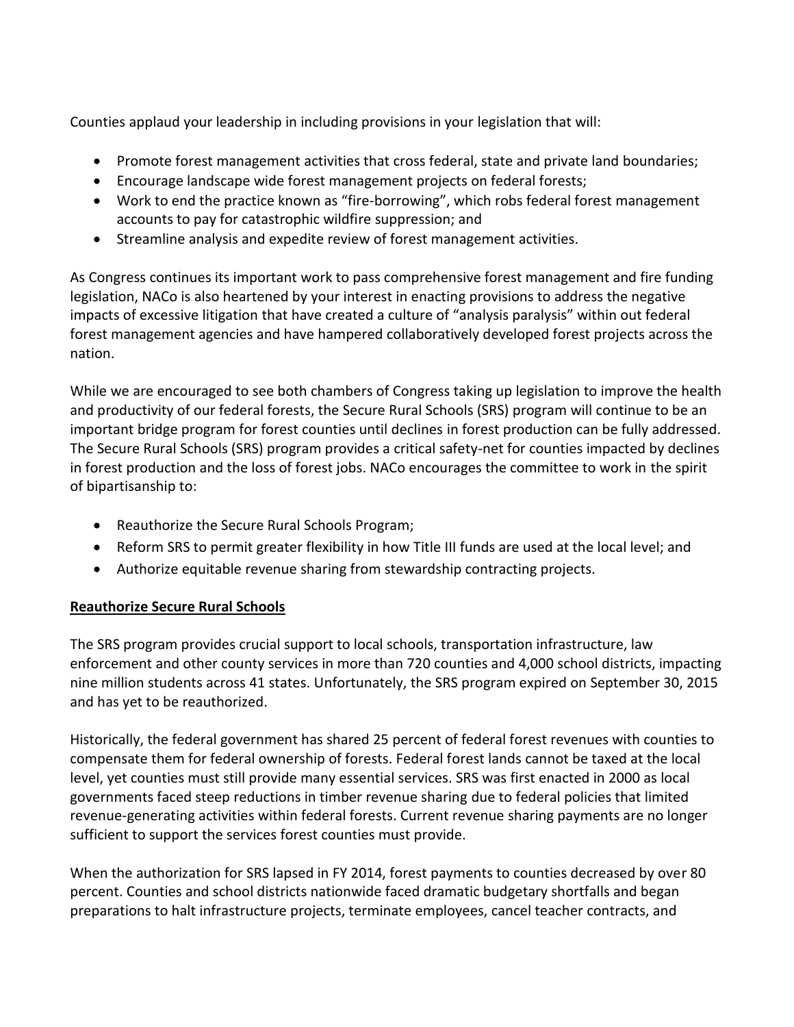Counties applaud your leadership in including provisions in your legislation that will:

- Promote forest management activities that cross federal, state and private land boundaries;
- Encourage landscape wide forest management projects on federal forests;
- Work to end the practice known as "fire-borrowing", which robs federal forest management accounts to pay for catastrophic wildfire suppression; and
- Streamline analysis and expedite review of forest management activities.

As Congress continues its important work to pass comprehensive forest management and fire funding legislation, NACo is also heartened by your interest in enacting provisions to address the negative impacts of excessive litigation that have created a culture of "analysis paralysis" within out federal forest management agencies and have hampered collaboratively developed forest projects across the nation.

While we are encouraged to see both chambers of Congress taking up legislation to improve the health and productivity of our federal forests, the Secure Rural Schools (SRS) program will continue to be an important bridge program for forest counties until declines in forest production can be fully addressed. The Secure Rural Schools (SRS) program provides a critical safety-net for counties impacted by declines in forest production and the loss of forest jobs. NACo encourages the committee to work in the spirit of bipartisanship to:

- Reauthorize the Secure Rural Schools Program;
- Reform SRS to permit greater flexibility in how Title III funds are used at the local level; and
- Authorize equitable revenue sharing from stewardship contracting projects.

**Reauthorize Secure Rural Schools**

The SRS program provides crucial support to local schools, transportation infrastructure, law enforcement and other county services in more than 720 counties and 4,000 school districts, impacting nine million students across 41 states. Unfortunately, the SRS program expired on September 30, 2015 and has yet to be reauthorized.

Historically, the federal government has shared 25 percent of federal forest revenues with counties to compensate them for federal ownership of forests. Federal forest lands cannot be taxed at the local level, yet counties must still provide many essential services. SRS was first enacted in 2000 as local governments faced steep reductions in timber revenue sharing due to federal policies that limited revenue-generating activities within federal forests. Current revenue sharing payments are no longer sufficient to support the services forest counties must provide.

When the authorization for SRS lapsed in FY 2014, forest payments to counties decreased by over 80 percent. Counties and school districts nationwide faced dramatic budgetary shortfalls and began preparations to halt infrastructure projects, terminate employees, cancel teacher contracts, and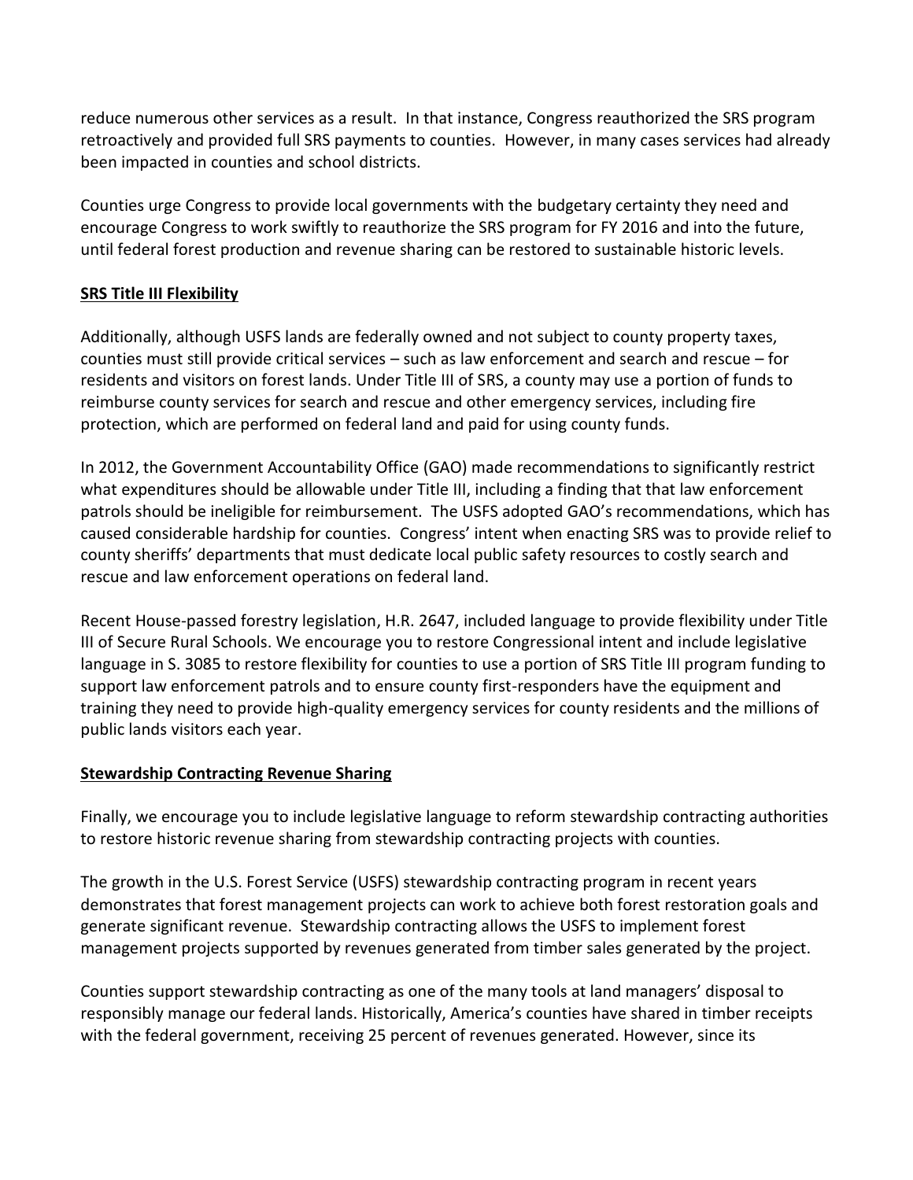reduce numerous other services as a result. In that instance, Congress reauthorized the SRS program retroactively and provided full SRS payments to counties. However, in many cases services had already been impacted in counties and school districts.

Counties urge Congress to provide local governments with the budgetary certainty they need and encourage Congress to work swiftly to reauthorize the SRS program for FY 2016 and into the future, until federal forest production and revenue sharing can be restored to sustainable historic levels.

**SRS Title III Flexibility**

Additionally, although USFS lands are federally owned and not subject to county property taxes, counties must still provide critical services – such as law enforcement and search and rescue – for residents and visitors on forest lands. Under Title III of SRS, a county may use a portion of funds to reimburse county services for search and rescue and other emergency services, including fire protection, which are performed on federal land and paid for using county funds.

In 2012, the Government Accountability Office (GAO) made recommendations to significantly restrict what expenditures should be allowable under Title III, including a finding that that law enforcement patrols should be ineligible for reimbursement. The USFS adopted GAO's recommendations, which has caused considerable hardship for counties. Congress' intent when enacting SRS was to provide relief to county sheriffs' departments that must dedicate local public safety resources to costly search and rescue and law enforcement operations on federal land.

Recent House-passed forestry legislation, H.R. 2647, included language to provide flexibility under Title III of Secure Rural Schools. We encourage you to restore Congressional intent and include legislative language in S. 3085 to restore flexibility for counties to use a portion of SRS Title III program funding to support law enforcement patrols and to ensure county first-responders have the equipment and training they need to provide high-quality emergency services for county residents and the millions of public lands visitors each year.

**Stewardship Contracting Revenue Sharing**

Finally, we encourage you to include legislative language to reform stewardship contracting authorities to restore historic revenue sharing from stewardship contracting projects with counties.

The growth in the U.S. Forest Service (USFS) stewardship contracting program in recent years demonstrates that forest management projects can work to achieve both forest restoration goals and generate significant revenue. Stewardship contracting allows the USFS to implement forest management projects supported by revenues generated from timber sales generated by the project.

Counties support stewardship contracting as one of the many tools at land managers' disposal to responsibly manage our federal lands. Historically, America's counties have shared in timber receipts with the federal government, receiving 25 percent of revenues generated. However, since its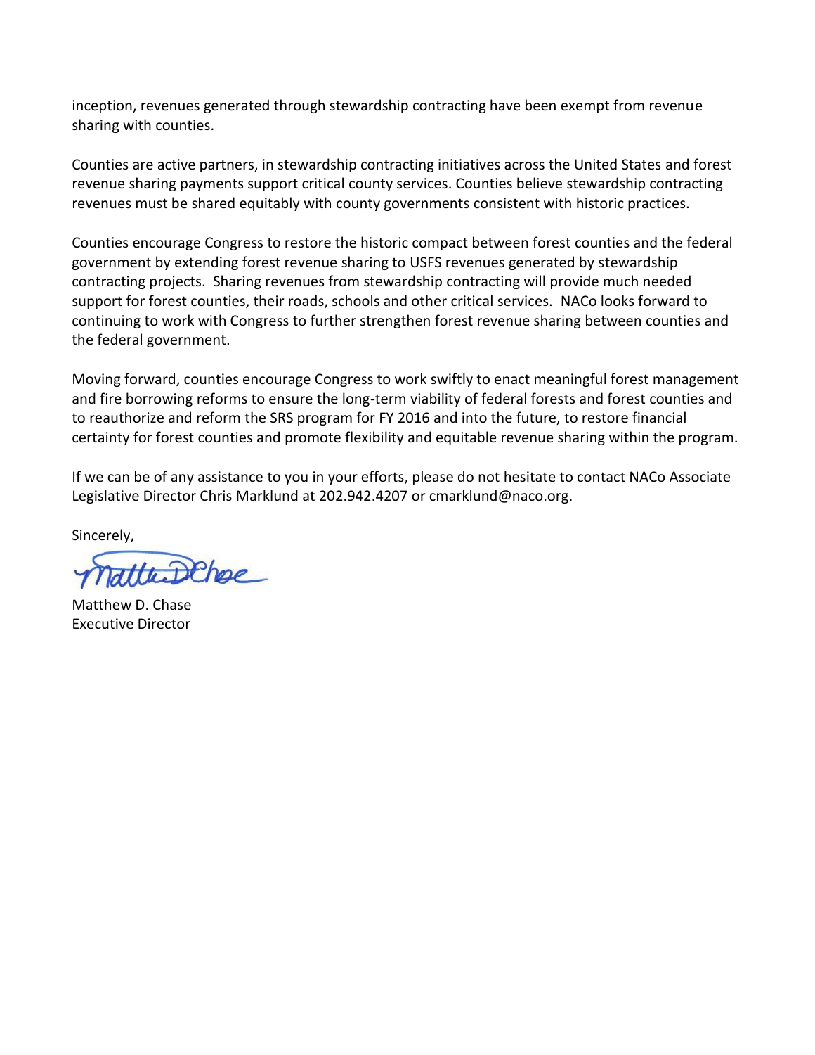inception, revenues generated through stewardship contracting have been exempt from revenue sharing with counties.

Counties are active partners, in stewardship contracting initiatives across the United States and forest revenue sharing payments support critical county services. Counties believe stewardship contracting revenues must be shared equitably with county governments consistent with historic practices.

Counties encourage Congress to restore the historic compact between forest counties and the federal government by extending forest revenue sharing to USFS revenues generated by stewardship contracting projects. Sharing revenues from stewardship contracting will provide much needed support for forest counties, their roads, schools and other critical services. NACo looks forward to continuing to work with Congress to further strengthen forest revenue sharing between counties and the federal government.

Moving forward, counties encourage Congress to work swiftly to enact meaningful forest management and fire borrowing reforms to ensure the long-term viability of federal forests and forest counties and to reauthorize and reform the SRS program for FY 2016 and into the future, to restore financial certainty for forest counties and promote flexibility and equitable revenue sharing within the program.

If we can be of any assistance to you in your efforts, please do not hesitate to contact NACo Associate Legislative Director Chris Marklund at 202.942.4207 or cmarklund@naco.org.

Sincerely,

Matthew D. Chase
Executive Director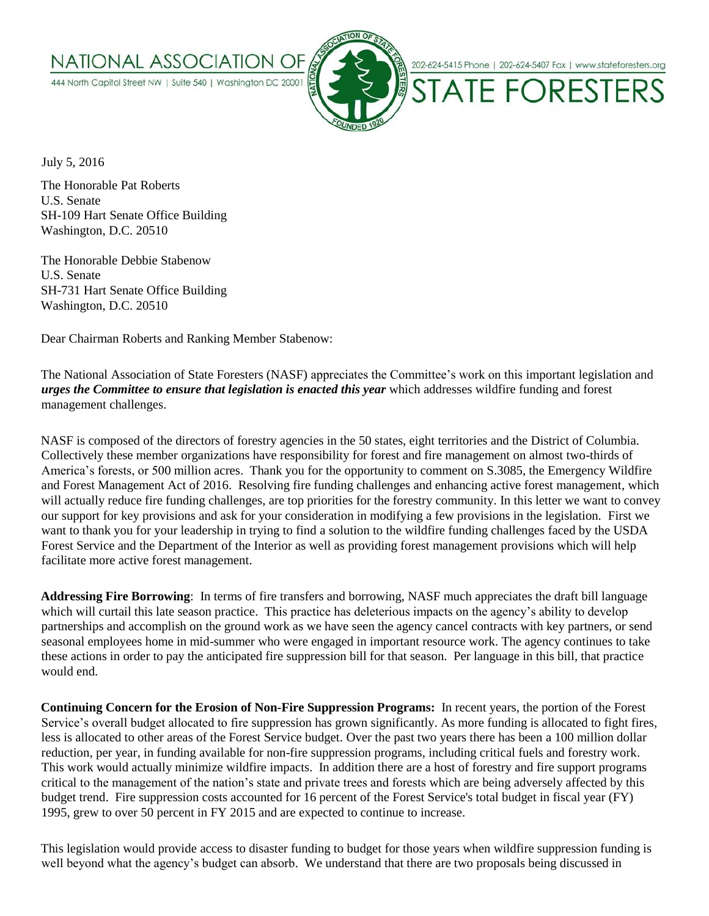# NATIONAL ASSOCIATION OF STATE FORESTERS

444 North Capitol Street NW | Suite 540 | Washington DC 20001

202-624-5415 Phone | 202-624-5407 Fax | www.stateforesters.org

July 5, 2016

The Honorable Pat Roberts
U.S. Senate
SH-109 Hart Senate Office Building
Washington, D.C. 20510

The Honorable Debbie Stabenow
U.S. Senate
SH-731 Hart Senate Office Building
Washington, D.C. 20510

Dear Chairman Roberts and Ranking Member Stabenow:

The National Association of State Foresters (NASF) appreciates the Committee's work on this important legislation and ***urges the Committee to ensure that legislation is enacted this year*** which addresses wildfire funding and forest management challenges.

NASF is composed of the directors of forestry agencies in the 50 states, eight territories and the District of Columbia. Collectively these member organizations have responsibility for forest and fire management on almost two-thirds of America's forests, or 500 million acres. Thank you for the opportunity to comment on S.3085, the Emergency Wildfire and Forest Management Act of 2016. Resolving fire funding challenges and enhancing active forest management, which will actually reduce fire funding challenges, are top priorities for the forestry community. In this letter we want to convey our support for key provisions and ask for your consideration in modifying a few provisions in the legislation. First we want to thank you for your leadership in trying to find a solution to the wildfire funding challenges faced by the USDA Forest Service and the Department of the Interior as well as providing forest management provisions which will help facilitate more active forest management.

**Addressing Fire Borrowing**: In terms of fire transfers and borrowing, NASF much appreciates the draft bill language which will curtail this late season practice. This practice has deleterious impacts on the agency's ability to develop partnerships and accomplish on the ground work as we have seen the agency cancel contracts with key partners, or send seasonal employees home in mid-summer who were engaged in important resource work. The agency continues to take these actions in order to pay the anticipated fire suppression bill for that season. Per language in this bill, that practice would end.

**Continuing Concern for the Erosion of Non-Fire Suppression Programs:** In recent years, the portion of the Forest Service's overall budget allocated to fire suppression has grown significantly. As more funding is allocated to fight fires, less is allocated to other areas of the Forest Service budget. Over the past two years there has been a 100 million dollar reduction, per year, in funding available for non-fire suppression programs, including critical fuels and forestry work. This work would actually minimize wildfire impacts. In addition there are a host of forestry and fire support programs critical to the management of the nation's state and private trees and forests which are being adversely affected by this budget trend. Fire suppression costs accounted for 16 percent of the Forest Service's total budget in fiscal year (FY) 1995, grew to over 50 percent in FY 2015 and are expected to continue to increase.

This legislation would provide access to disaster funding to budget for those years when wildfire suppression funding is well beyond what the agency's budget can absorb. We understand that there are two proposals being discussed in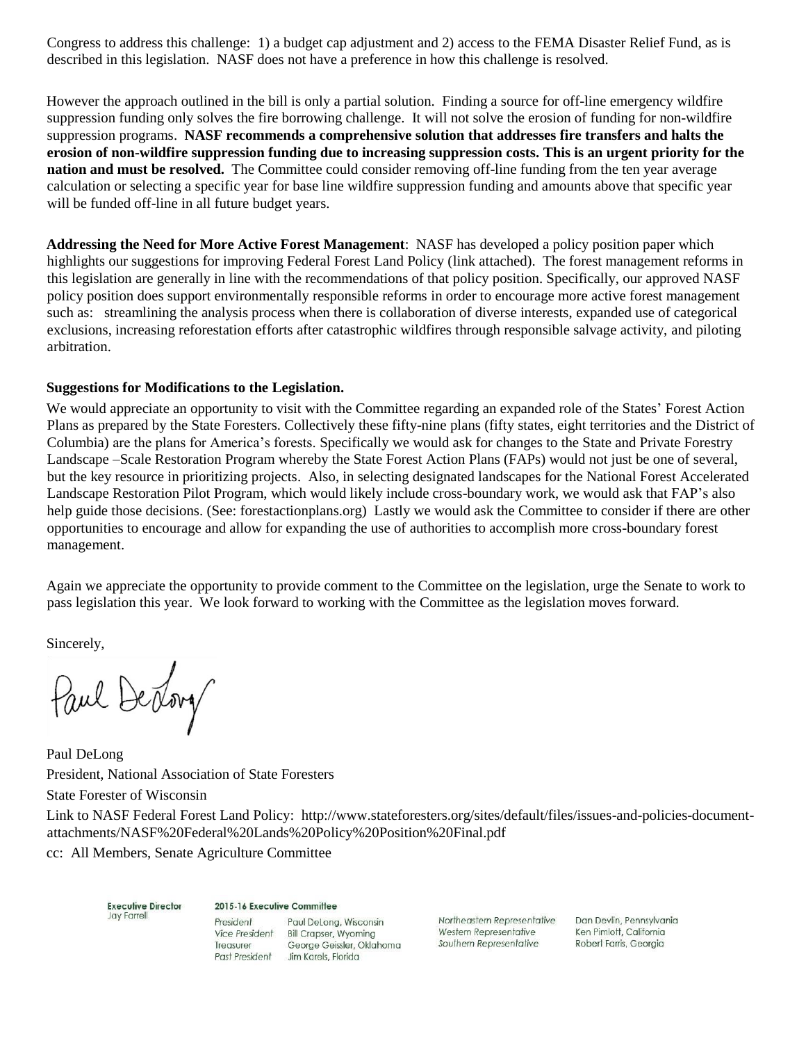Congress to address this challenge: 1) a budget cap adjustment and 2) access to the FEMA Disaster Relief Fund, as is described in this legislation. NASF does not have a preference in how this challenge is resolved.

However the approach outlined in the bill is only a partial solution. Finding a source for off-line emergency wildfire suppression funding only solves the fire borrowing challenge. It will not solve the erosion of funding for non-wildfire suppression programs. **NASF recommends a comprehensive solution that addresses fire transfers and halts the erosion of non-wildfire suppression funding due to increasing suppression costs. This is an urgent priority for the nation and must be resolved.** The Committee could consider removing off-line funding from the ten year average calculation or selecting a specific year for base line wildfire suppression funding and amounts above that specific year will be funded off-line in all future budget years.

**Addressing the Need for More Active Forest Management**: NASF has developed a policy position paper which highlights our suggestions for improving Federal Forest Land Policy (link attached). The forest management reforms in this legislation are generally in line with the recommendations of that policy position. Specifically, our approved NASF policy position does support environmentally responsible reforms in order to encourage more active forest management such as: streamlining the analysis process when there is collaboration of diverse interests, expanded use of categorical exclusions, increasing reforestation efforts after catastrophic wildfires through responsible salvage activity, and piloting arbitration.

**Suggestions for Modifications to the Legislation.**

We would appreciate an opportunity to visit with the Committee regarding an expanded role of the States' Forest Action Plans as prepared by the State Foresters. Collectively these fifty-nine plans (fifty states, eight territories and the District of Columbia) are the plans for America's forests. Specifically we would ask for changes to the State and Private Forestry Landscape –Scale Restoration Program whereby the State Forest Action Plans (FAPs) would not just be one of several, but the key resource in prioritizing projects. Also, in selecting designated landscapes for the National Forest Accelerated Landscape Restoration Pilot Program, which would likely include cross-boundary work, we would ask that FAP's also help guide those decisions. (See: forestactionplans.org) Lastly we would ask the Committee to consider if there are other opportunities to encourage and allow for expanding the use of authorities to accomplish more cross-boundary forest management.

Again we appreciate the opportunity to provide comment to the Committee on the legislation, urge the Senate to work to pass legislation this year. We look forward to working with the Committee as the legislation moves forward.

Sincerely,

Paul DeLong

Paul DeLong
President, National Association of State Foresters
State Forester of Wisconsin

Link to NASF Federal Forest Land Policy: http://www.stateforesters.org/sites/default/files/issues-and-policies-document-attachments/NASF%20Federal%20Lands%20Policy%20Position%20Final.pdf

cc: All Members, Senate Agriculture Committee

**Executive Director**
Jay Farrell

**2015-16 Executive Committee**

| | | | |
|---|---|---|---|
| President | Paul DeLong, Wisconsin | Northeastern Representative | Dan Devlin, Pennsylvania |
| Vice President | Bill Crapser, Wyoming | Western Representative | Ken Pimlott, California |
| Treasurer | George Geissler, Oklahoma | Southern Representative | Robert Farris, Georgia |
| Past President | Jim Karels, Florida | | |